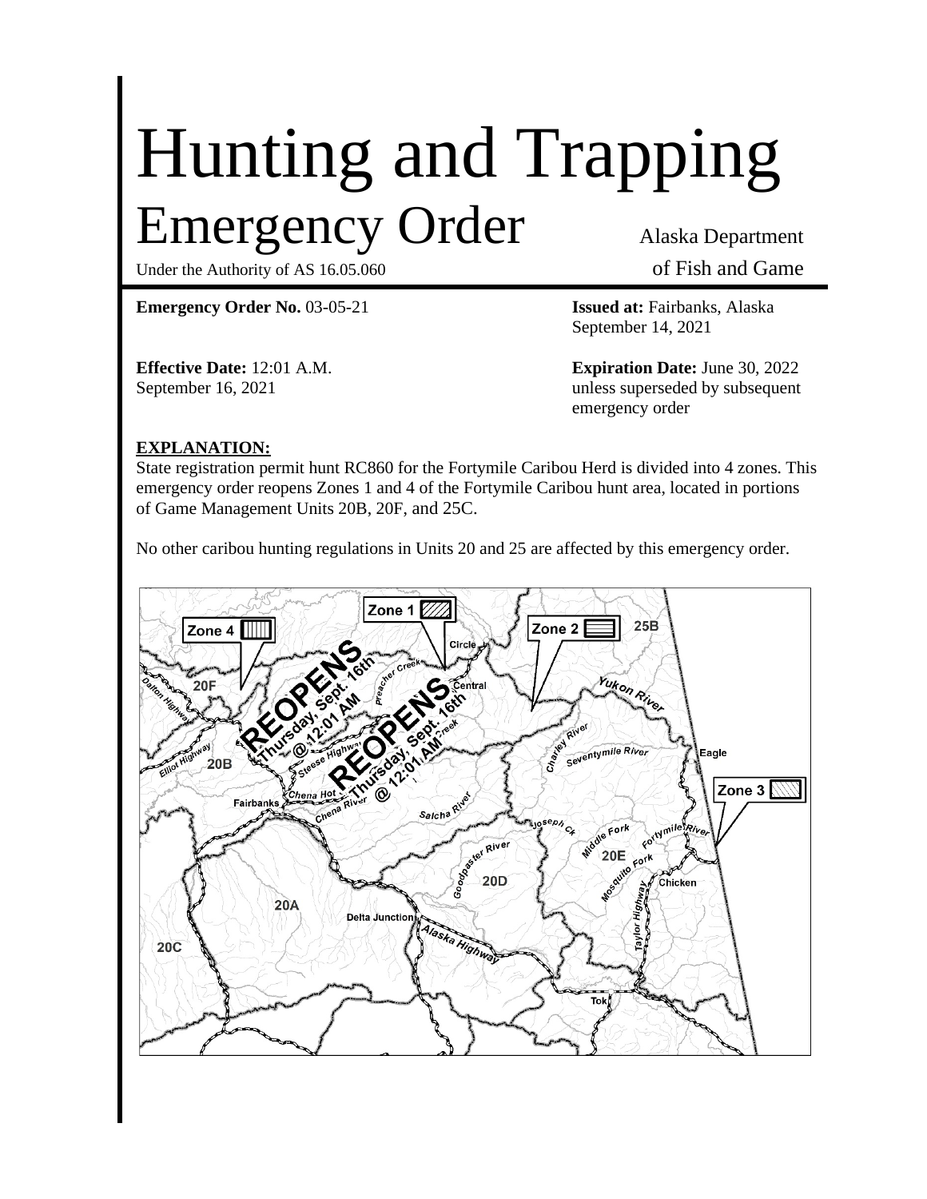# Hunting and Trapping

## Emergency Order

Alaska Department of Fish and Game

Under the Authority of AS 16.05.060

**Emergency Order No.** 03-05-21

**Issued at:** Fairbanks, Alaska
September 14, 2021

**Effective Date:** 12:01 A.M.
September 16, 2021

**Expiration Date:** June 30, 2022
unless superseded by subsequent emergency order

**EXPLANATION:**

State registration permit hunt RC860 for the Fortymile Caribou Herd is divided into 4 zones. This emergency order reopens Zones 1 and 4 of the Fortymile Caribou hunt area, located in portions of Game Management Units 20B, 20F, and 25C.

No other caribou hunting regulations in Units 20 and 25 are affected by this emergency order.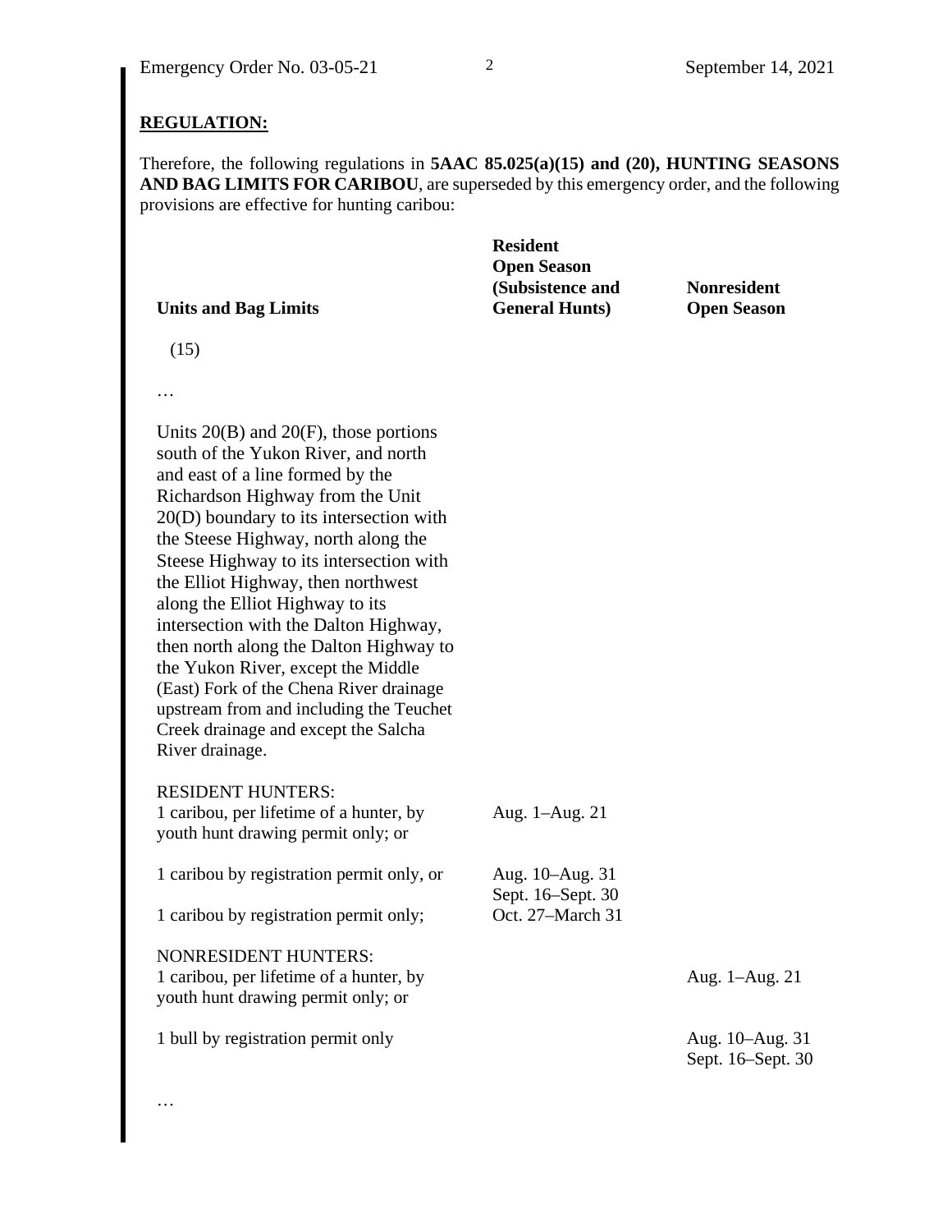## REGULATION:

Therefore, the following regulations in **5AAC 85.025(a)(15) and (20), HUNTING SEASONS AND BAG LIMITS FOR CARIBOU**, are superseded by this emergency order, and the following provisions are effective for hunting caribou:

| Units and Bag Limits | Resident Open Season (Subsistence and General Hunts) | Nonresident Open Season |
|---|---|---|
| (15) | | |
| … | | |
| Units 20(B) and 20(F), those portions south of the Yukon River, and north and east of a line formed by the Richardson Highway from the Unit 20(D) boundary to its intersection with the Steese Highway, north along the Steese Highway to its intersection with the Elliot Highway, then northwest along the Elliot Highway to its intersection with the Dalton Highway, then north along the Dalton Highway to the Yukon River, except the Middle (East) Fork of the Chena River drainage upstream from and including the Teuchet Creek drainage and except the Salcha River drainage. | | |
| RESIDENT HUNTERS: 1 caribou, per lifetime of a hunter, by youth hunt drawing permit only; or | Aug. 1–Aug. 21 | |
| 1 caribou by registration permit only, or | Aug. 10–Aug. 31 Sept. 16–Sept. 30 | |
| 1 caribou by registration permit only; | Oct. 27–March 31 | |
| NONRESIDENT HUNTERS: 1 caribou, per lifetime of a hunter, by youth hunt drawing permit only; or | | Aug. 1–Aug. 21 |
| 1 bull by registration permit only | | Aug. 10–Aug. 31 Sept. 16–Sept. 30 |
| … | | |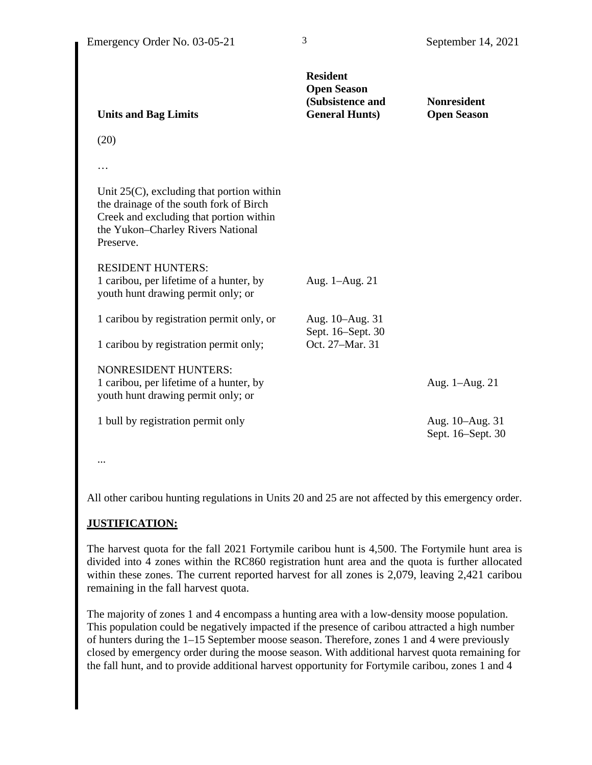| Units and Bag Limits | Resident Open Season (Subsistence and General Hunts) | Nonresident Open Season |
|---|---|---|
| (20) | | |
| … | | |
| Unit 25(C), excluding that portion within the drainage of the south fork of Birch Creek and excluding that portion within the Yukon–Charley Rivers National Preserve. | | |
| RESIDENT HUNTERS: 1 caribou, per lifetime of a hunter, by youth hunt drawing permit only; or | Aug. 1–Aug. 21 | |
| 1 caribou by registration permit only, or | Aug. 10–Aug. 31 Sept. 16–Sept. 30 | |
| 1 caribou by registration permit only; | Oct. 27–Mar. 31 | |
| NONRESIDENT HUNTERS: 1 caribou, per lifetime of a hunter, by youth hunt drawing permit only; or | | Aug. 1–Aug. 21 |
| 1 bull by registration permit only | | Aug. 10–Aug. 31 Sept. 16–Sept. 30 |
| ... | | |

All other caribou hunting regulations in Units 20 and 25 are not affected by this emergency order.

## JUSTIFICATION:

The harvest quota for the fall 2021 Fortymile caribou hunt is 4,500. The Fortymile hunt area is divided into 4 zones within the RC860 registration hunt area and the quota is further allocated within these zones. The current reported harvest for all zones is 2,079, leaving 2,421 caribou remaining in the fall harvest quota.

The majority of zones 1 and 4 encompass a hunting area with a low-density moose population. This population could be negatively impacted if the presence of caribou attracted a high number of hunters during the 1–15 September moose season. Therefore, zones 1 and 4 were previously closed by emergency order during the moose season. With additional harvest quota remaining for the fall hunt, and to provide additional harvest opportunity for Fortymile caribou, zones 1 and 4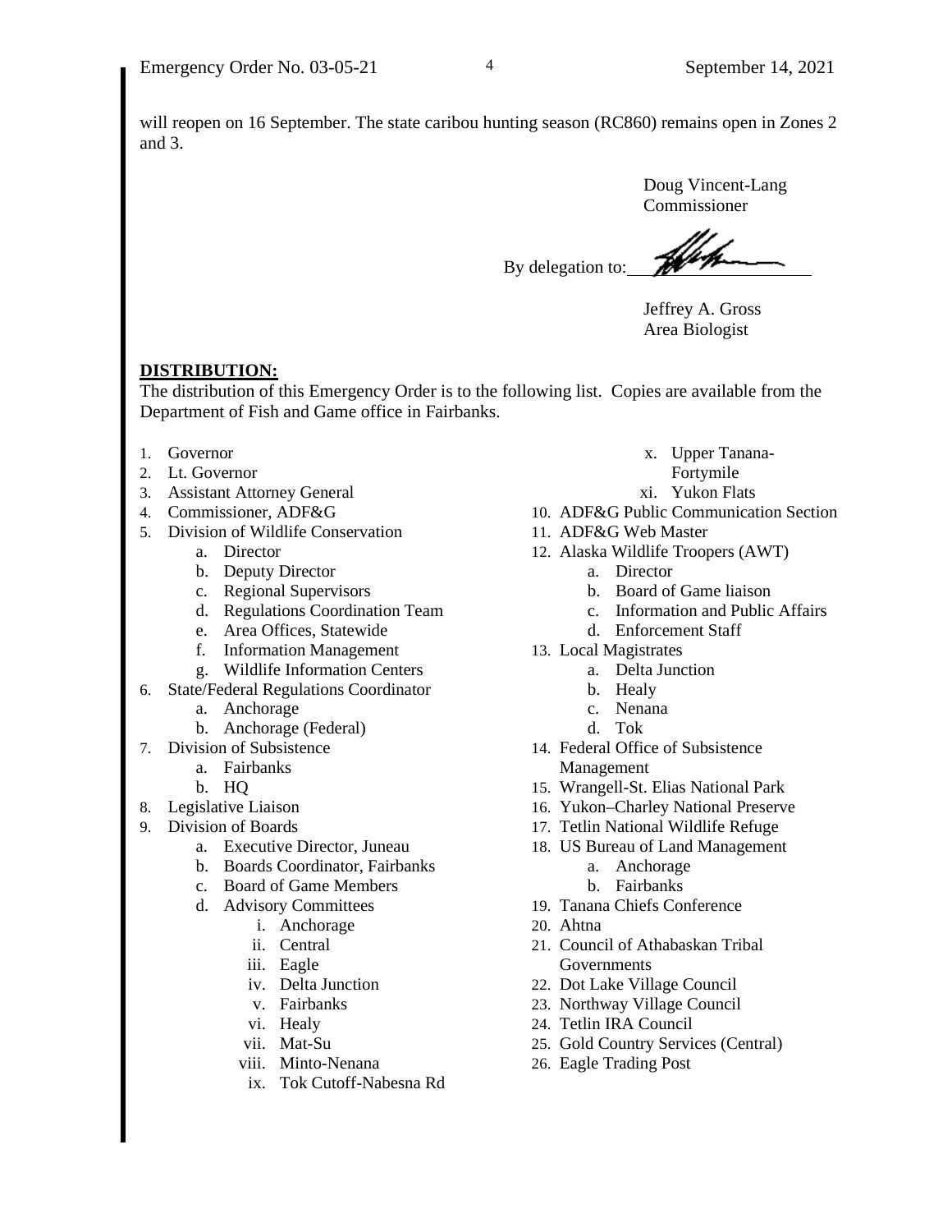will reopen on 16 September. The state caribou hunting season (RC860) remains open in Zones 2 and 3.

Doug Vincent-Lang
Commissioner

By delegation to: ____________________

Jeffrey A. Gross
Area Biologist

**DISTRIBUTION:**

The distribution of this Emergency Order is to the following list. Copies are available from the Department of Fish and Game office in Fairbanks.

1. Governor
2. Lt. Governor
3. Assistant Attorney General
4. Commissioner, ADF&G
5. Division of Wildlife Conservation
   a. Director
   b. Deputy Director
   c. Regional Supervisors
   d. Regulations Coordination Team
   e. Area Offices, Statewide
   f. Information Management
   g. Wildlife Information Centers
6. State/Federal Regulations Coordinator
   a. Anchorage
   b. Anchorage (Federal)
7. Division of Subsistence
   a. Fairbanks
   b. HQ
8. Legislative Liaison
9. Division of Boards
   a. Executive Director, Juneau
   b. Boards Coordinator, Fairbanks
   c. Board of Game Members
   d. Advisory Committees
      i. Anchorage
      ii. Central
      iii. Eagle
      iv. Delta Junction
      v. Fairbanks
      vi. Healy
      vii. Mat-Su
      viii. Minto-Nenana
      ix. Tok Cutoff-Nabesna Rd
      x. Upper Tanana-Fortymile
      xi. Yukon Flats
10. ADF&G Public Communication Section
11. ADF&G Web Master
12. Alaska Wildlife Troopers (AWT)
    a. Director
    b. Board of Game liaison
    c. Information and Public Affairs
    d. Enforcement Staff
13. Local Magistrates
    a. Delta Junction
    b. Healy
    c. Nenana
    d. Tok
14. Federal Office of Subsistence Management
15. Wrangell-St. Elias National Park
16. Yukon–Charley National Preserve
17. Tetlin National Wildlife Refuge
18. US Bureau of Land Management
    a. Anchorage
    b. Fairbanks
19. Tanana Chiefs Conference
20. Ahtna
21. Council of Athabaskan Tribal Governments
22. Dot Lake Village Council
23. Northway Village Council
24. Tetlin IRA Council
25. Gold Country Services (Central)
26. Eagle Trading Post